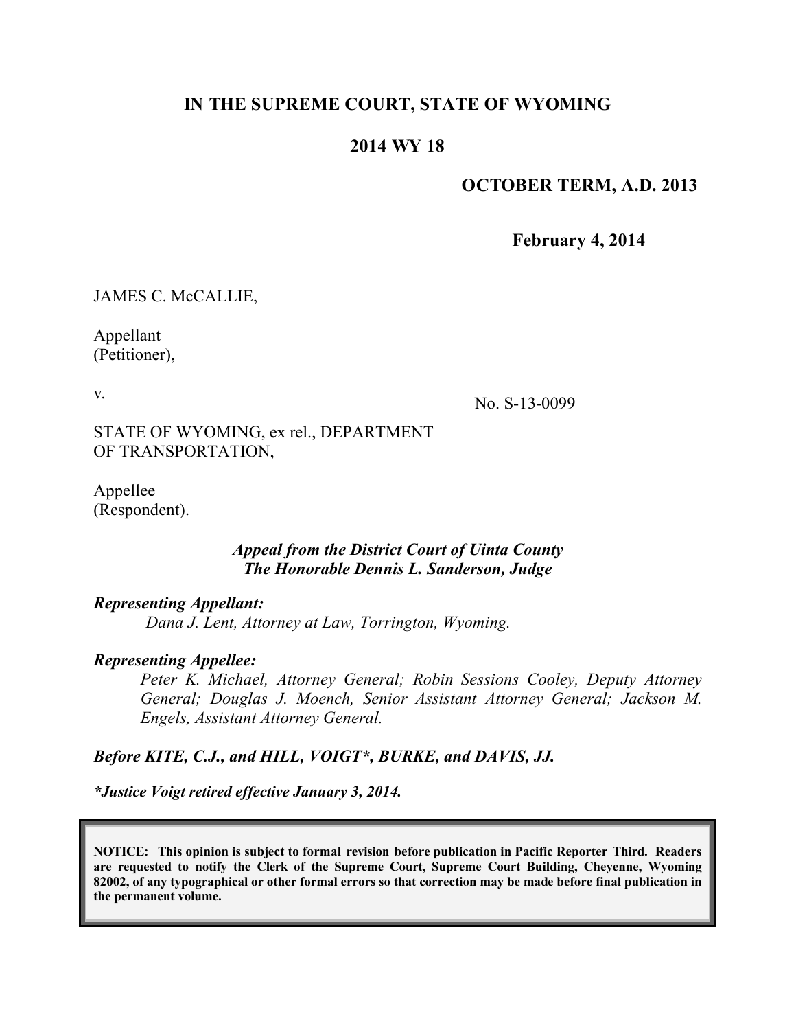**IN THE SUPREME COURT, STATE OF WYOMING**

**2014 WY 18**

**OCTOBER TERM, A.D. 2013**

**February 4, 2014**

| | |
|---|---|
| JAMES C. McCALLIE,<br><br>Appellant<br>(Petitioner),<br><br>v.<br><br>STATE OF WYOMING, ex rel., DEPARTMENT OF TRANSPORTATION,<br><br>Appellee<br>(Respondent). | No. S-13-0099 |

*Appeal from the District Court of Uinta County*
*The Honorable Dennis L. Sanderson, Judge*

***Representing Appellant:***

*Dana J. Lent, Attorney at Law, Torrington, Wyoming.*

***Representing Appellee:***

*Peter K. Michael, Attorney General; Robin Sessions Cooley, Deputy Attorney General; Douglas J. Moench, Senior Assistant Attorney General; Jackson M. Engels, Assistant Attorney General.*

***Before KITE, C.J., and HILL, VOIGT\*, BURKE, and DAVIS, JJ.***

***\*Justice Voigt retired effective January 3, 2014.***

**NOTICE: This opinion is subject to formal revision before publication in Pacific Reporter Third. Readers are requested to notify the Clerk of the Supreme Court, Supreme Court Building, Cheyenne, Wyoming 82002, of any typographical or other formal errors so that correction may be made before final publication in the permanent volume.**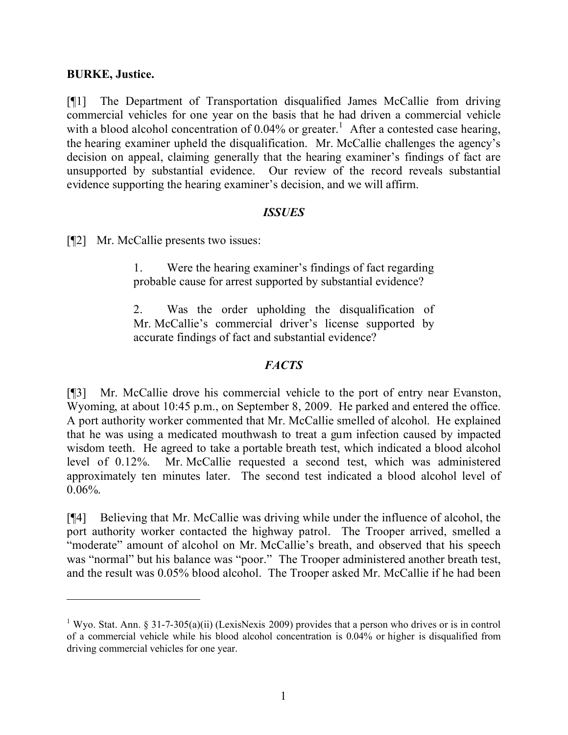**BURKE, Justice.**

[¶1] The Department of Transportation disqualified James McCallie from driving commercial vehicles for one year on the basis that he had driven a commercial vehicle with a blood alcohol concentration of 0.04% or greater.[1] After a contested case hearing, the hearing examiner upheld the disqualification. Mr. McCallie challenges the agency's decision on appeal, claiming generally that the hearing examiner's findings of fact are unsupported by substantial evidence. Our review of the record reveals substantial evidence supporting the hearing examiner's decision, and we will affirm.

### *ISSUES*

[¶2] Mr. McCallie presents two issues:

> 1. Were the hearing examiner's findings of fact regarding probable cause for arrest supported by substantial evidence?
>
> 2. Was the order upholding the disqualification of Mr. McCallie's commercial driver's license supported by accurate findings of fact and substantial evidence?

### *FACTS*

[¶3] Mr. McCallie drove his commercial vehicle to the port of entry near Evanston, Wyoming, at about 10:45 p.m., on September 8, 2009. He parked and entered the office. A port authority worker commented that Mr. McCallie smelled of alcohol. He explained that he was using a medicated mouthwash to treat a gum infection caused by impacted wisdom teeth. He agreed to take a portable breath test, which indicated a blood alcohol level of 0.12%. Mr. McCallie requested a second test, which was administered approximately ten minutes later. The second test indicated a blood alcohol level of 0.06%.

[¶4] Believing that Mr. McCallie was driving while under the influence of alcohol, the port authority worker contacted the highway patrol. The Trooper arrived, smelled a "moderate" amount of alcohol on Mr. McCallie's breath, and observed that his speech was "normal" but his balance was "poor." The Trooper administered another breath test, and the result was 0.05% blood alcohol. The Trooper asked Mr. McCallie if he had been

---

[1] Wyo. Stat. Ann. § 31-7-305(a)(ii) (LexisNexis 2009) provides that a person who drives or is in control of a commercial vehicle while his blood alcohol concentration is 0.04% or higher is disqualified from driving commercial vehicles for one year.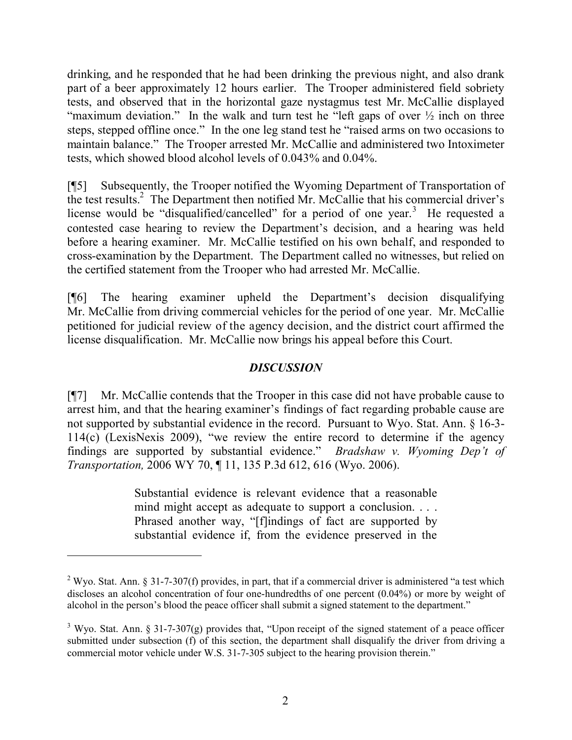drinking, and he responded that he had been drinking the previous night, and also drank part of a beer approximately 12 hours earlier. The Trooper administered field sobriety tests, and observed that in the horizontal gaze nystagmus test Mr. McCallie displayed "maximum deviation." In the walk and turn test he "left gaps of over ½ inch on three steps, stepped offline once." In the one leg stand test he "raised arms on two occasions to maintain balance." The Trooper arrested Mr. McCallie and administered two Intoximeter tests, which showed blood alcohol levels of 0.043% and 0.04%.

[¶5] Subsequently, the Trooper notified the Wyoming Department of Transportation of the test results.[2] The Department then notified Mr. McCallie that his commercial driver's license would be "disqualified/cancelled" for a period of one year.[3] He requested a contested case hearing to review the Department's decision, and a hearing was held before a hearing examiner. Mr. McCallie testified on his own behalf, and responded to cross-examination by the Department. The Department called no witnesses, but relied on the certified statement from the Trooper who had arrested Mr. McCallie.

[¶6] The hearing examiner upheld the Department's decision disqualifying Mr. McCallie from driving commercial vehicles for the period of one year. Mr. McCallie petitioned for judicial review of the agency decision, and the district court affirmed the license disqualification. Mr. McCallie now brings his appeal before this Court.

## *DISCUSSION*

[¶7] Mr. McCallie contends that the Trooper in this case did not have probable cause to arrest him, and that the hearing examiner's findings of fact regarding probable cause are not supported by substantial evidence in the record. Pursuant to Wyo. Stat. Ann. § 16-3-114(c) (LexisNexis 2009), "we review the entire record to determine if the agency findings are supported by substantial evidence." *Bradshaw v. Wyoming Dep't of Transportation,* 2006 WY 70, ¶ 11, 135 P.3d 612, 616 (Wyo. 2006).

> Substantial evidence is relevant evidence that a reasonable mind might accept as adequate to support a conclusion. . . . Phrased another way, "[f]indings of fact are supported by substantial evidence if, from the evidence preserved in the

---

[2] Wyo. Stat. Ann. § 31-7-307(f) provides, in part, that if a commercial driver is administered "a test which discloses an alcohol concentration of four one-hundredths of one percent (0.04%) or more by weight of alcohol in the person's blood the peace officer shall submit a signed statement to the department."

[3] Wyo. Stat. Ann. § 31-7-307(g) provides that, "Upon receipt of the signed statement of a peace officer submitted under subsection (f) of this section, the department shall disqualify the driver from driving a commercial motor vehicle under W.S. 31-7-305 subject to the hearing provision therein."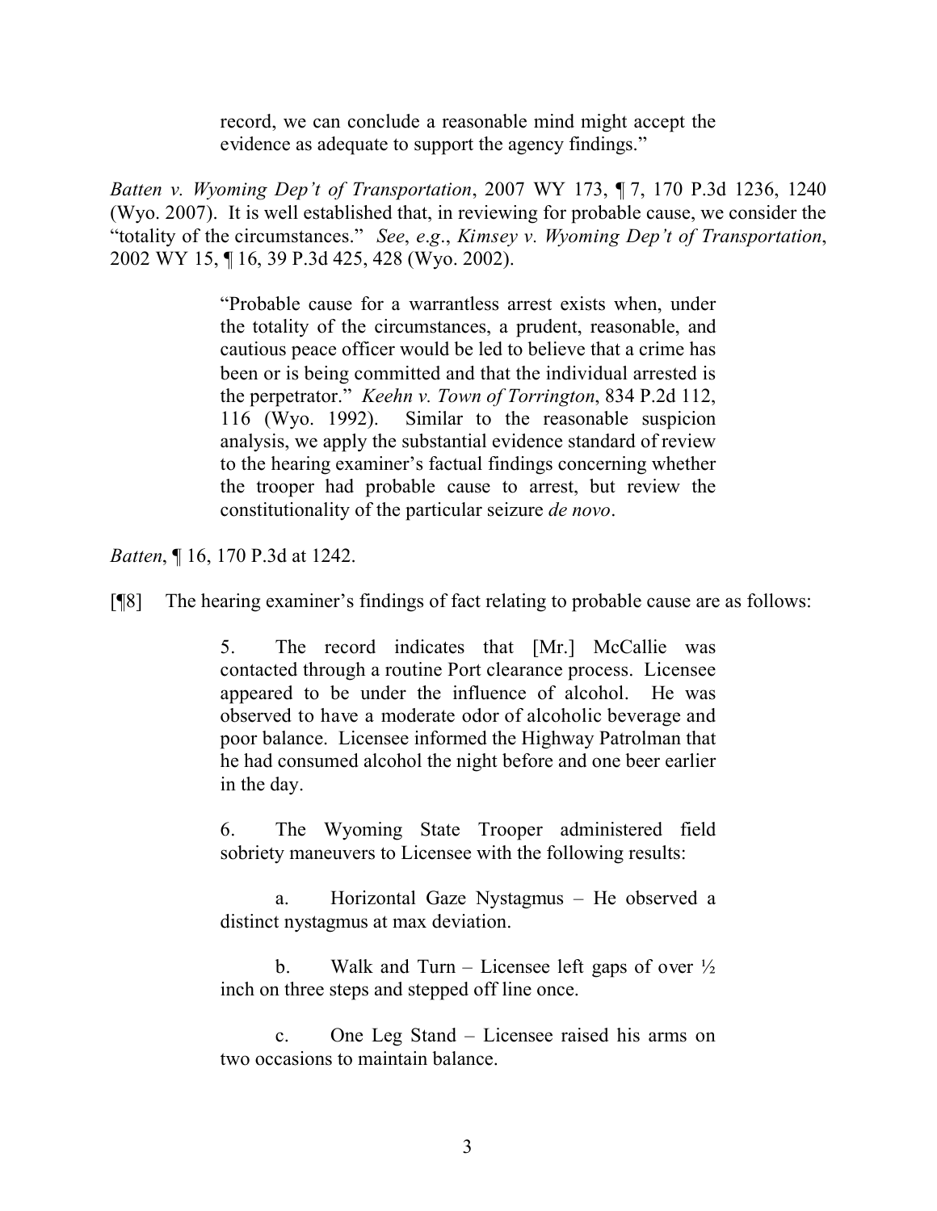> record, we can conclude a reasonable mind might accept the evidence as adequate to support the agency findings."

*Batten v. Wyoming Dep't of Transportation*, 2007 WY 173, ¶ 7, 170 P.3d 1236, 1240 (Wyo. 2007). It is well established that, in reviewing for probable cause, we consider the "totality of the circumstances." *See*, *e.g*., *Kimsey v. Wyoming Dep't of Transportation*, 2002 WY 15, ¶ 16, 39 P.3d 425, 428 (Wyo. 2002).

> "Probable cause for a warrantless arrest exists when, under the totality of the circumstances, a prudent, reasonable, and cautious peace officer would be led to believe that a crime has been or is being committed and that the individual arrested is the perpetrator." *Keehn v. Town of Torrington*, 834 P.2d 112, 116 (Wyo. 1992). Similar to the reasonable suspicion analysis, we apply the substantial evidence standard of review to the hearing examiner's factual findings concerning whether the trooper had probable cause to arrest, but review the constitutionality of the particular seizure *de novo*.

*Batten*, ¶ 16, 170 P.3d at 1242.

[¶8] The hearing examiner's findings of fact relating to probable cause are as follows:

> 5. The record indicates that [Mr.] McCallie was contacted through a routine Port clearance process. Licensee appeared to be under the influence of alcohol. He was observed to have a moderate odor of alcoholic beverage and poor balance. Licensee informed the Highway Patrolman that he had consumed alcohol the night before and one beer earlier in the day.
>
> 6. The Wyoming State Trooper administered field sobriety maneuvers to Licensee with the following results:
>
> a. Horizontal Gaze Nystagmus – He observed a distinct nystagmus at max deviation.
>
> b. Walk and Turn – Licensee left gaps of over ½ inch on three steps and stepped off line once.
>
> c. One Leg Stand – Licensee raised his arms on two occasions to maintain balance.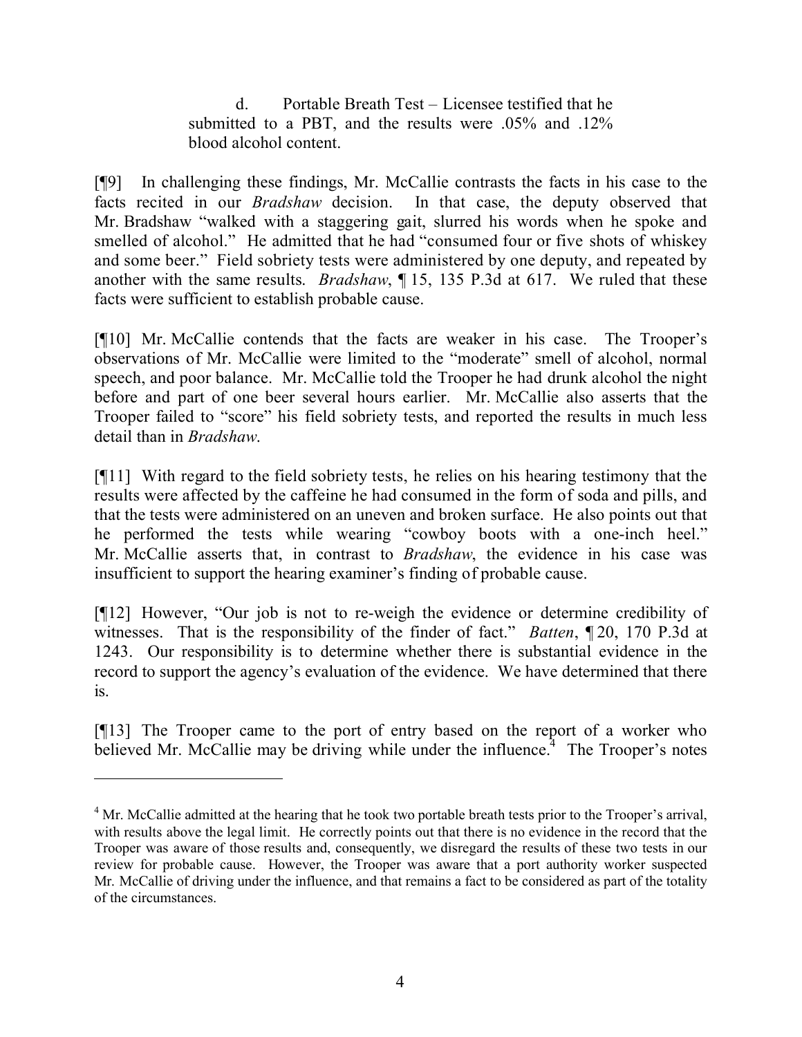d. Portable Breath Test – Licensee testified that he submitted to a PBT, and the results were .05% and .12% blood alcohol content.

[¶9] In challenging these findings, Mr. McCallie contrasts the facts in his case to the facts recited in our *Bradshaw* decision. In that case, the deputy observed that Mr. Bradshaw "walked with a staggering gait, slurred his words when he spoke and smelled of alcohol." He admitted that he had "consumed four or five shots of whiskey and some beer." Field sobriety tests were administered by one deputy, and repeated by another with the same results. *Bradshaw*, ¶ 15, 135 P.3d at 617. We ruled that these facts were sufficient to establish probable cause.

[¶10] Mr. McCallie contends that the facts are weaker in his case. The Trooper's observations of Mr. McCallie were limited to the "moderate" smell of alcohol, normal speech, and poor balance. Mr. McCallie told the Trooper he had drunk alcohol the night before and part of one beer several hours earlier. Mr. McCallie also asserts that the Trooper failed to "score" his field sobriety tests, and reported the results in much less detail than in *Bradshaw*.

[¶11] With regard to the field sobriety tests, he relies on his hearing testimony that the results were affected by the caffeine he had consumed in the form of soda and pills, and that the tests were administered on an uneven and broken surface. He also points out that he performed the tests while wearing "cowboy boots with a one-inch heel." Mr. McCallie asserts that, in contrast to *Bradshaw*, the evidence in his case was insufficient to support the hearing examiner's finding of probable cause.

[¶12] However, "Our job is not to re-weigh the evidence or determine credibility of witnesses. That is the responsibility of the finder of fact." *Batten*, ¶ 20, 170 P.3d at 1243. Our responsibility is to determine whether there is substantial evidence in the record to support the agency's evaluation of the evidence. We have determined that there is.

[¶13] The Trooper came to the port of entry based on the report of a worker who believed Mr. McCallie may be driving while under the influence.[4] The Trooper's notes

---

[4] Mr. McCallie admitted at the hearing that he took two portable breath tests prior to the Trooper's arrival, with results above the legal limit. He correctly points out that there is no evidence in the record that the Trooper was aware of those results and, consequently, we disregard the results of these two tests in our review for probable cause. However, the Trooper was aware that a port authority worker suspected Mr. McCallie of driving under the influence, and that remains a fact to be considered as part of the totality of the circumstances.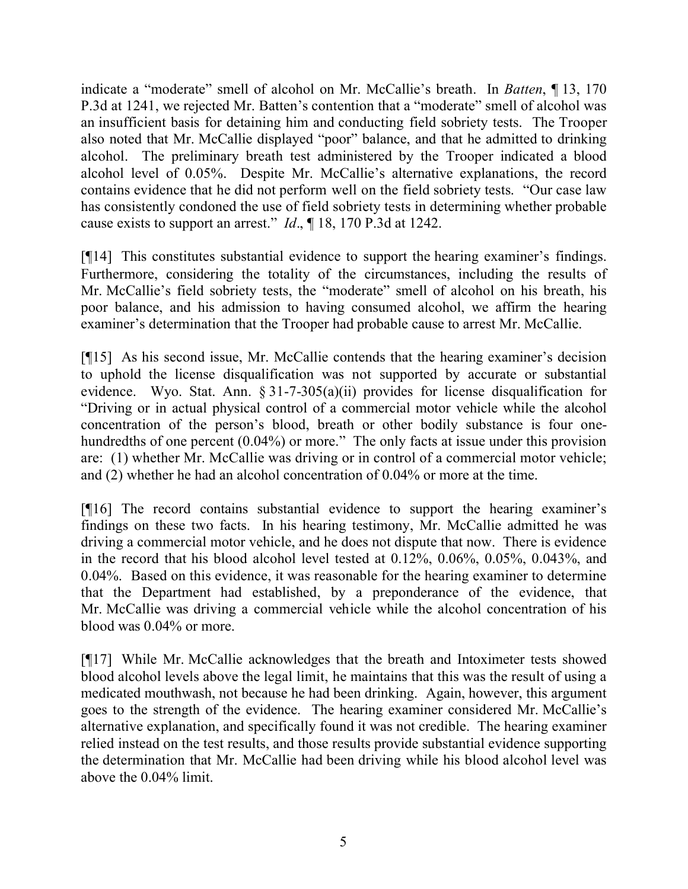indicate a "moderate" smell of alcohol on Mr. McCallie's breath. In *Batten*, ¶ 13, 170 P.3d at 1241, we rejected Mr. Batten's contention that a "moderate" smell of alcohol was an insufficient basis for detaining him and conducting field sobriety tests. The Trooper also noted that Mr. McCallie displayed "poor" balance, and that he admitted to drinking alcohol. The preliminary breath test administered by the Trooper indicated a blood alcohol level of 0.05%. Despite Mr. McCallie's alternative explanations, the record contains evidence that he did not perform well on the field sobriety tests. "Our case law has consistently condoned the use of field sobriety tests in determining whether probable cause exists to support an arrest." *Id*., ¶ 18, 170 P.3d at 1242.

[¶14] This constitutes substantial evidence to support the hearing examiner's findings. Furthermore, considering the totality of the circumstances, including the results of Mr. McCallie's field sobriety tests, the "moderate" smell of alcohol on his breath, his poor balance, and his admission to having consumed alcohol, we affirm the hearing examiner's determination that the Trooper had probable cause to arrest Mr. McCallie.

[¶15] As his second issue, Mr. McCallie contends that the hearing examiner's decision to uphold the license disqualification was not supported by accurate or substantial evidence. Wyo. Stat. Ann. § 31-7-305(a)(ii) provides for license disqualification for "Driving or in actual physical control of a commercial motor vehicle while the alcohol concentration of the person's blood, breath or other bodily substance is four one-hundredths of one percent (0.04%) or more." The only facts at issue under this provision are: (1) whether Mr. McCallie was driving or in control of a commercial motor vehicle; and (2) whether he had an alcohol concentration of 0.04% or more at the time.

[¶16] The record contains substantial evidence to support the hearing examiner's findings on these two facts. In his hearing testimony, Mr. McCallie admitted he was driving a commercial motor vehicle, and he does not dispute that now. There is evidence in the record that his blood alcohol level tested at 0.12%, 0.06%, 0.05%, 0.043%, and 0.04%. Based on this evidence, it was reasonable for the hearing examiner to determine that the Department had established, by a preponderance of the evidence, that Mr. McCallie was driving a commercial vehicle while the alcohol concentration of his blood was 0.04% or more.

[¶17] While Mr. McCallie acknowledges that the breath and Intoximeter tests showed blood alcohol levels above the legal limit, he maintains that this was the result of using a medicated mouthwash, not because he had been drinking. Again, however, this argument goes to the strength of the evidence. The hearing examiner considered Mr. McCallie's alternative explanation, and specifically found it was not credible. The hearing examiner relied instead on the test results, and those results provide substantial evidence supporting the determination that Mr. McCallie had been driving while his blood alcohol level was above the 0.04% limit.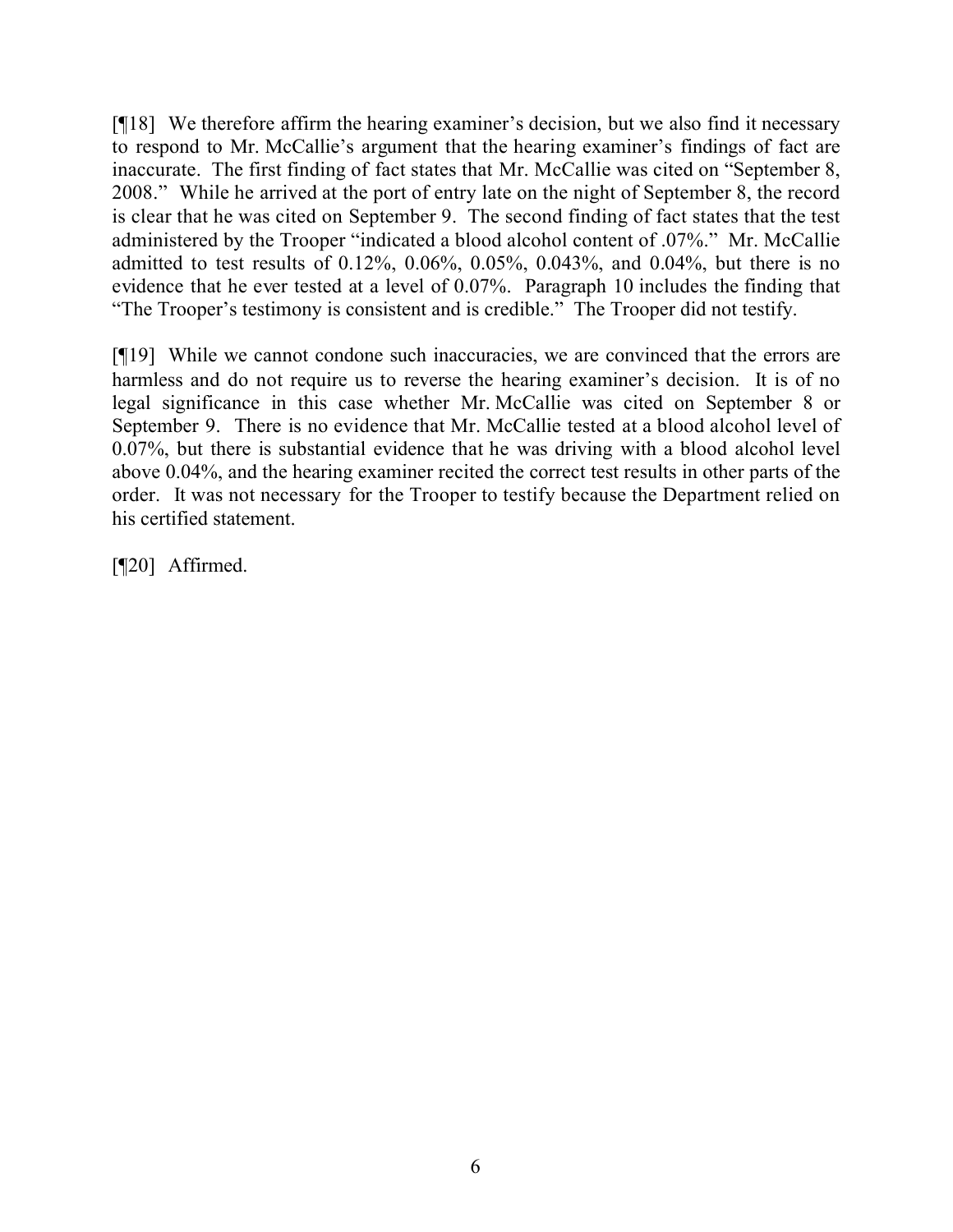[¶18] We therefore affirm the hearing examiner's decision, but we also find it necessary to respond to Mr. McCallie's argument that the hearing examiner's findings of fact are inaccurate. The first finding of fact states that Mr. McCallie was cited on "September 8, 2008." While he arrived at the port of entry late on the night of September 8, the record is clear that he was cited on September 9. The second finding of fact states that the test administered by the Trooper "indicated a blood alcohol content of .07%." Mr. McCallie admitted to test results of 0.12%, 0.06%, 0.05%, 0.043%, and 0.04%, but there is no evidence that he ever tested at a level of 0.07%. Paragraph 10 includes the finding that "The Trooper's testimony is consistent and is credible." The Trooper did not testify.

[¶19] While we cannot condone such inaccuracies, we are convinced that the errors are harmless and do not require us to reverse the hearing examiner's decision. It is of no legal significance in this case whether Mr. McCallie was cited on September 8 or September 9. There is no evidence that Mr. McCallie tested at a blood alcohol level of 0.07%, but there is substantial evidence that he was driving with a blood alcohol level above 0.04%, and the hearing examiner recited the correct test results in other parts of the order. It was not necessary for the Trooper to testify because the Department relied on his certified statement.

[¶20] Affirmed.